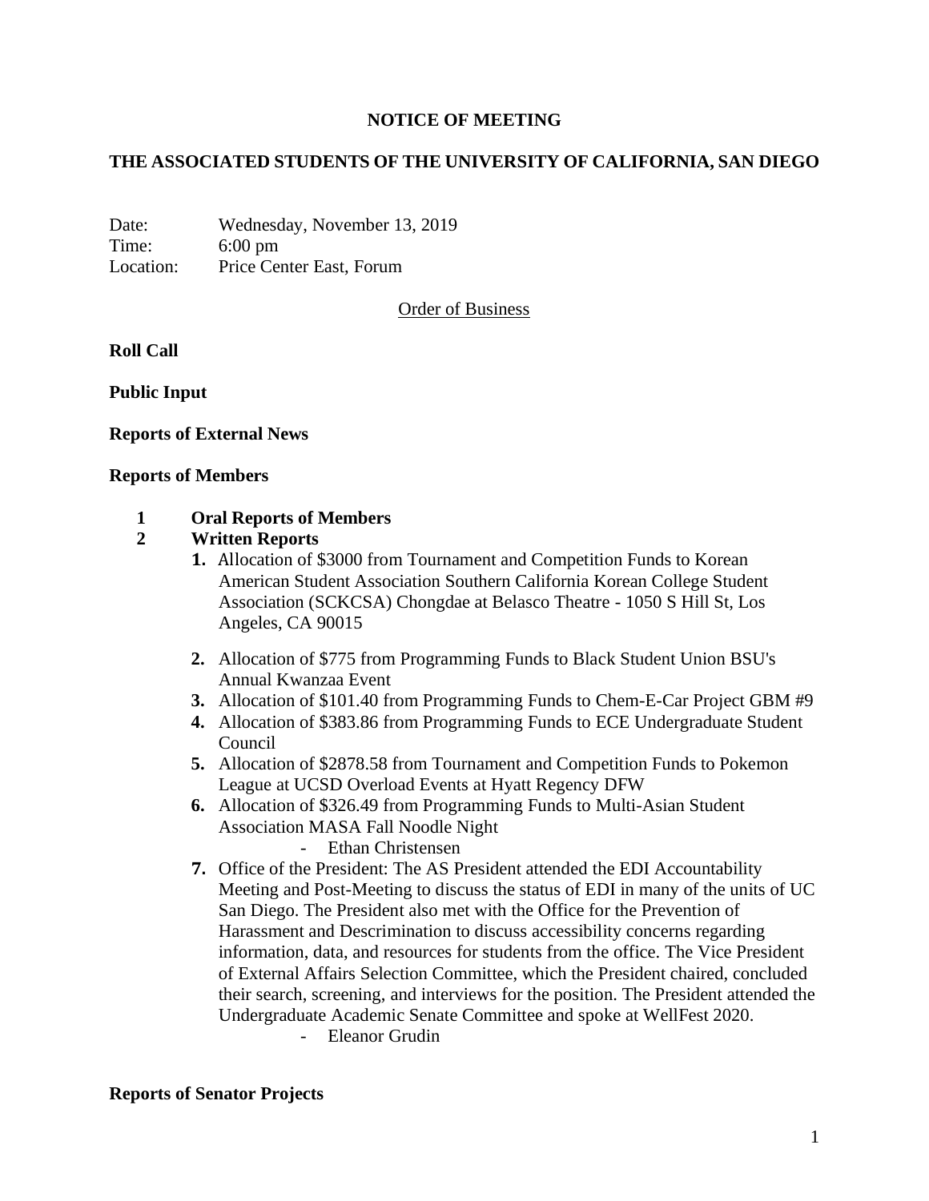**NOTICE OF MEETING**

**THE ASSOCIATED STUDENTS OF THE UNIVERSITY OF CALIFORNIA, SAN DIEGO**

Date: Wednesday, November 13, 2019
Time: 6:00 pm
Location: Price Center East, Forum

Order of Business

**Roll Call**

**Public Input**

**Reports of External News**

**Reports of Members**

**1 Oral Reports of Members**

**2 Written Reports**

1. Allocation of $3000 from Tournament and Competition Funds to Korean American Student Association Southern California Korean College Student Association (SCKCSA) Chongdae at Belasco Theatre - 1050 S Hill St, Los Angeles, CA 90015
2. Allocation of $775 from Programming Funds to Black Student Union BSU's Annual Kwanzaa Event
3. Allocation of $101.40 from Programming Funds to Chem-E-Car Project GBM #9
4. Allocation of $383.86 from Programming Funds to ECE Undergraduate Student Council
5. Allocation of $2878.58 from Tournament and Competition Funds to Pokemon League at UCSD Overload Events at Hyatt Regency DFW
6. Allocation of $326.49 from Programming Funds to Multi-Asian Student Association MASA Fall Noodle Night
   - Ethan Christensen
7. Office of the President: The AS President attended the EDI Accountability Meeting and Post-Meeting to discuss the status of EDI in many of the units of UC San Diego. The President also met with the Office for the Prevention of Harassment and Descrimination to discuss accessibility concerns regarding information, data, and resources for students from the office. The Vice President of External Affairs Selection Committee, which the President chaired, concluded their search, screening, and interviews for the position. The President attended the Undergraduate Academic Senate Committee and spoke at WellFest 2020.
   - Eleanor Grudin

**Reports of Senator Projects**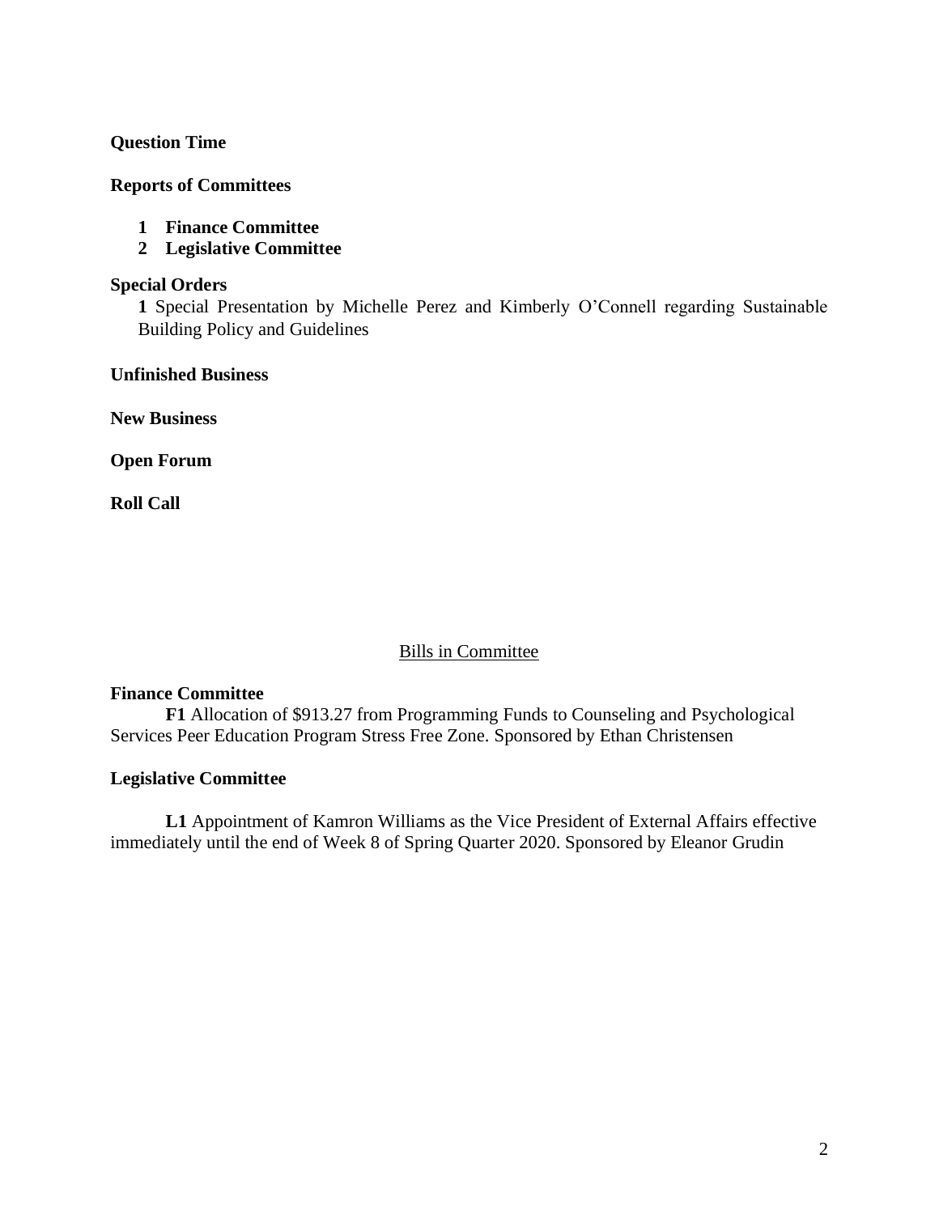**Question Time**

**Reports of Committees**

1. **Finance Committee**
2. **Legislative Committee**

**Special Orders**

**1** Special Presentation by Michelle Perez and Kimberly O'Connell regarding Sustainable Building Policy and Guidelines

**Unfinished Business**

**New Business**

**Open Forum**

**Roll Call**

## Bills in Committee

**Finance Committee**

**F1** Allocation of $913.27 from Programming Funds to Counseling and Psychological Services Peer Education Program Stress Free Zone. Sponsored by Ethan Christensen

**Legislative Committee**

**L1** Appointment of Kamron Williams as the Vice President of External Affairs effective immediately until the end of Week 8 of Spring Quarter 2020. Sponsored by Eleanor Grudin